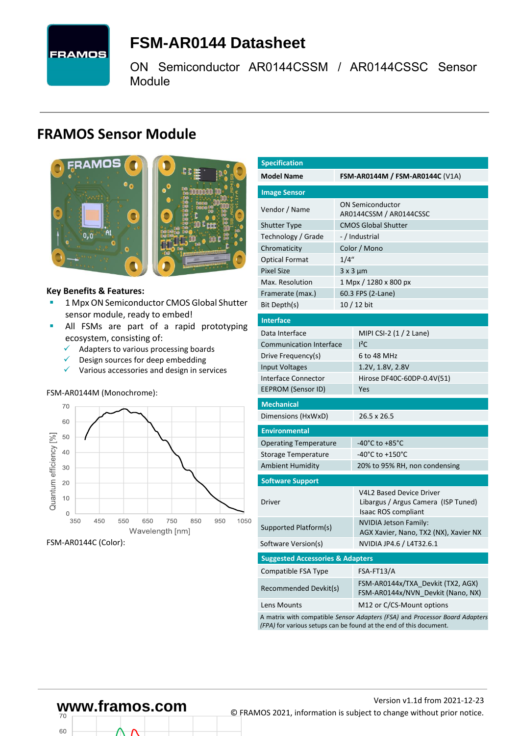# FSM-AR0144 Datasheet

ON Semiconductor AR0144CSSM / AR0144CSSC Sensor Module

## FRAMOS Sensor Module

**Key Benefits & Features:**

- 1 Mpx ON Semiconductor CMOS Global Shutter sensor module, ready to embed!
- All FSMs are part of a rapid prototyping ecosystem, consisting of:
  - ✓ Adapters to various processing boards
  - ✓ Design sources for deep embedding
  - ✓ Various accessories and design in services

FSM-AR0144M (Monochrome):

FSM-AR0144C (Color):

| Specification | |
|---|---|
| **Model Name** | **FSM-AR0144M / FSM-AR0144C** (V1A) |
| **Image Sensor** | |
| Vendor / Name | ON Semiconductor AR0144CSSM / AR0144CSSC |
| Shutter Type | CMOS Global Shutter |
| Technology / Grade | - / Industrial |
| Chromaticity | Color / Mono |
| Optical Format | 1/4" |
| Pixel Size | 3 x 3 µm |
| Max. Resolution | 1 Mpx / 1280 x 800 px |
| Framerate (max.) | 60.3 FPS (2-Lane) |
| Bit Depth(s) | 10 / 12 bit |
| **Interface** | |
| Data Interface | MIPI CSI-2 (1 / 2 Lane) |
| Communication Interface | I²C |
| Drive Frequency(s) | 6 to 48 MHz |
| Input Voltages | 1.2V, 1.8V, 2.8V |
| Interface Connector | Hirose DF40C-60DP-0.4V(51) |
| EEPROM (Sensor ID) | Yes |
| **Mechanical** | |
| Dimensions (HxWxD) | 26.5 x 26.5 |
| **Environmental** | |
| Operating Temperature | -40°C to +85°C |
| Storage Temperature | -40°C to +150°C |
| Ambient Humidity | 20% to 95% RH, non condensing |
| **Software Support** | |
| Driver | V4L2 Based Device Driver<br>Libargus / Argus Camera (ISP Tuned)<br>Isaac ROS compliant |
| Supported Platform(s) | NVIDIA Jetson Family:<br>AGX Xavier, Nano, TX2 (NX), Xavier NX |
| Software Version(s) | NVIDIA JP4.6 / L4T32.6.1 |
| **Suggested Accessories & Adapters** | |
| Compatible FSA Type | FSA-FT13/A |
| Recommended Devkit(s) | FSM-AR0144x/TXA_Devkit (TX2, AGX)<br>FSM-AR0144x/NVN_Devkit (Nano, NX) |
| Lens Mounts | M12 or C/CS-Mount options |

A matrix with compatible *Sensor Adapters (FSA)* and *Processor Board Adapters (FPA)* for various setups can be found at the end of this document.

www.framos.com

Version v1.1d from 2021-12-23

© FRAMOS 2021, information is subject to change without prior notice.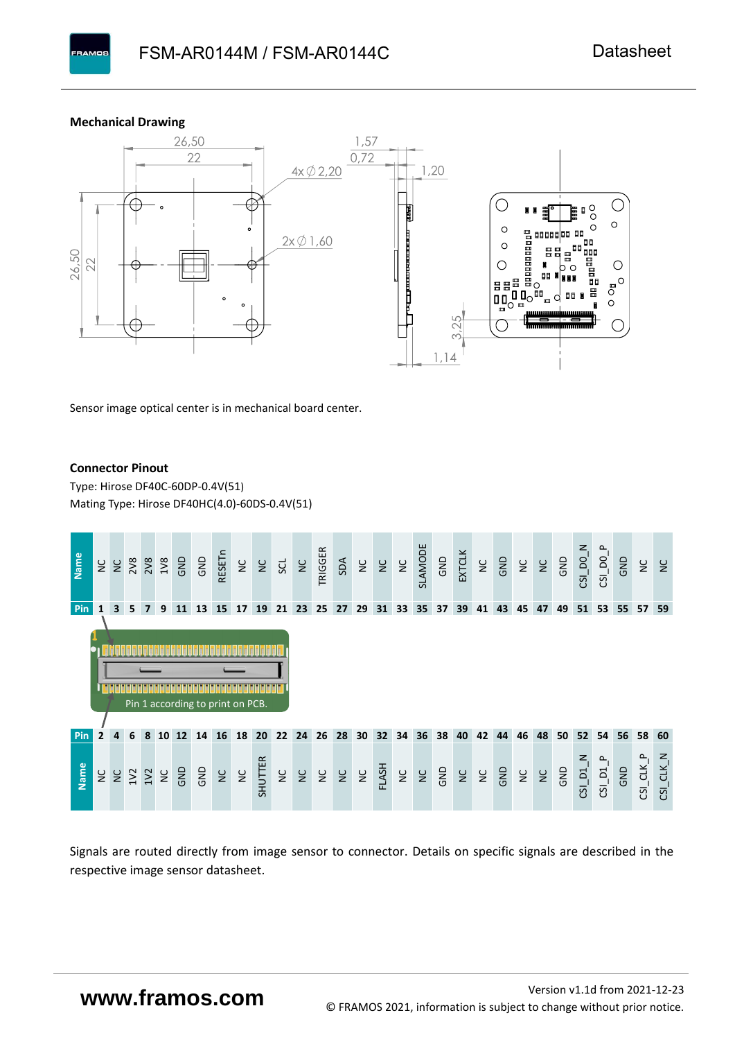### Mechanical Drawing

Sensor image optical center is in mechanical board center.

### Connector Pinout

Type: Hirose DF40C-60DP-0.4V(51)

Mating Type: Hirose DF40HC(4.0)-60DS-0.4V(51)

| Name | NC | NC | 2V8 | 2V8 | 1V8 | GND | GND | RESETn | NC | NC | SCL | NC | TRIGGER | SDA | NC | NC | NC | SLAMODE | GND | EXTCLK | NC | GND | NC | NC | GND | CSI_D0_N | CSI_D0_P | GND | NC | NC |
|---|---|---|---|---|---|---|---|---|---|---|---|---|---|---|---|---|---|---|---|---|---|---|---|---|---|---|---|---|---|---|
| Pin | 1 | 3 | 5 | 7 | 9 | 11 | 13 | 15 | 17 | 19 | 21 | 23 | 25 | 27 | 29 | 31 | 33 | 35 | 37 | 39 | 41 | 43 | 45 | 47 | 49 | 51 | 53 | 55 | 57 | 59 |
| Pin | 2 | 4 | 6 | 8 | 10 | 12 | 14 | 16 | 18 | 20 | 22 | 24 | 26 | 28 | 30 | 32 | 34 | 36 | 38 | 40 | 42 | 44 | 46 | 48 | 50 | 52 | 54 | 56 | 58 | 60 |
| Name | NC | NC | 1V2 | 1V2 | NC | GND | GND | NC | NC | SHUTTER | NC | NC | NC | NC | NC | FLASH | NC | NC | GND | NC | NC | GND | NC | NC | GND | CSI_D1_N | CSI_D1_P | GND | CSI_CLK_P | CSI_CLK_N |

Pin 1 according to print on PCB.

Signals are routed directly from image sensor to connector. Details on specific signals are described in the respective image sensor datasheet.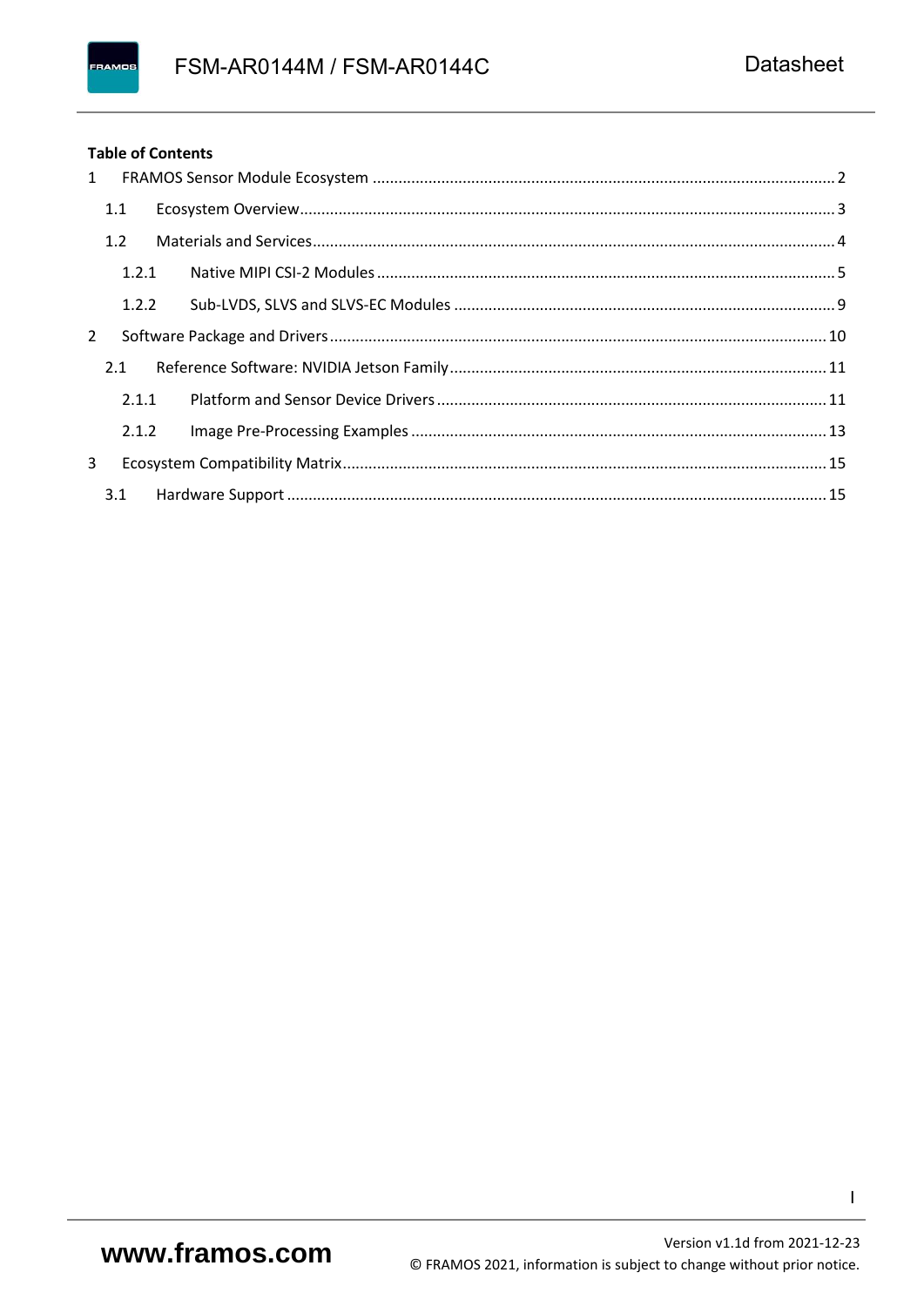**Table of Contents**

1 FRAMOS Sensor Module Ecosystem ........ 2

- 1.1 Ecosystem Overview ........ 3
- 1.2 Materials and Services ........ 4
  - 1.2.1 Native MIPI CSI-2 Modules ........ 5
  - 1.2.2 Sub-LVDS, SLVS and SLVS-EC Modules ........ 9

2 Software Package and Drivers ........ 10

- 2.1 Reference Software: NVIDIA Jetson Family ........ 11
  - 2.1.1 Platform and Sensor Device Drivers ........ 11
  - 2.1.2 Image Pre-Processing Examples ........ 13

3 Ecosystem Compatibility Matrix ........ 15

- 3.1 Hardware Support ........ 15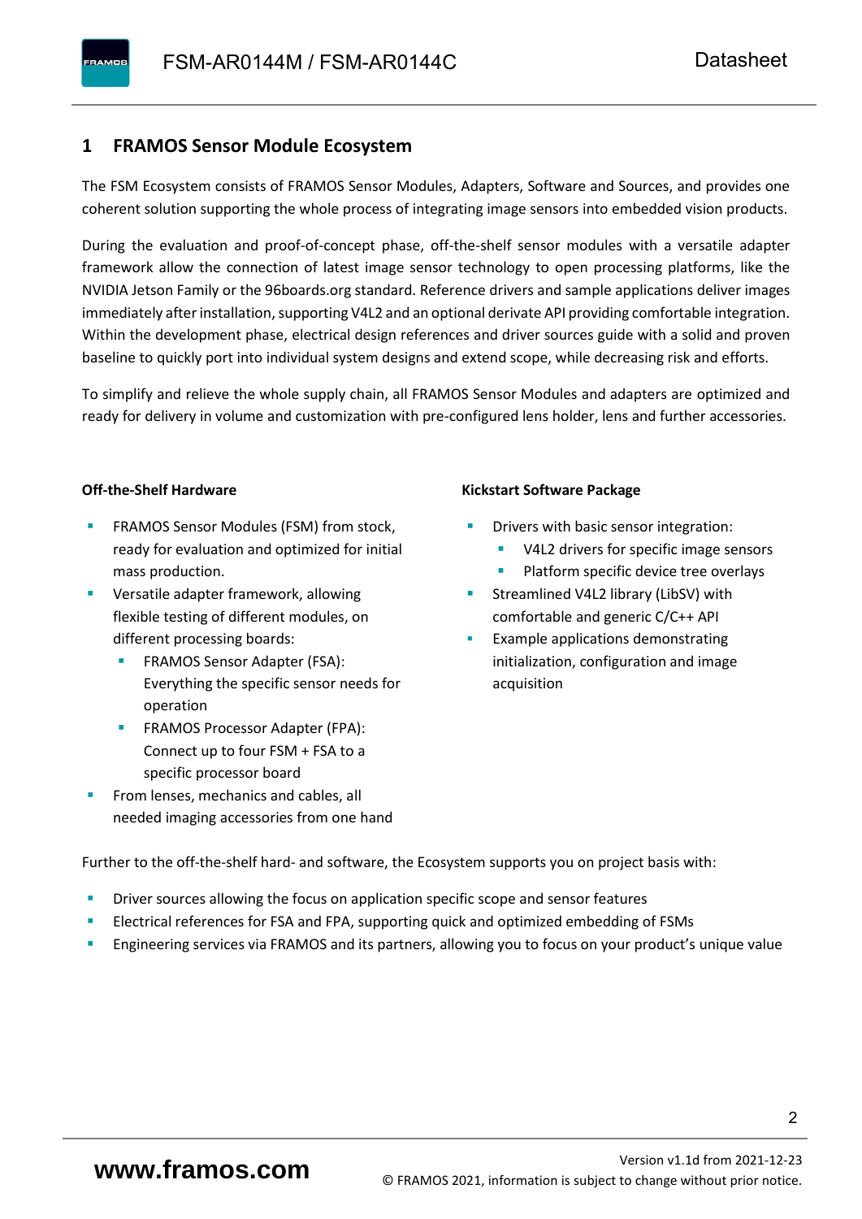# 1 FRAMOS Sensor Module Ecosystem

The FSM Ecosystem consists of FRAMOS Sensor Modules, Adapters, Software and Sources, and provides one coherent solution supporting the whole process of integrating image sensors into embedded vision products.

During the evaluation and proof-of-concept phase, off-the-shelf sensor modules with a versatile adapter framework allow the connection of latest image sensor technology to open processing platforms, like the NVIDIA Jetson Family or the 96boards.org standard. Reference drivers and sample applications deliver images immediately after installation, supporting V4L2 and an optional derivate API providing comfortable integration. Within the development phase, electrical design references and driver sources guide with a solid and proven baseline to quickly port into individual system designs and extend scope, while decreasing risk and efforts.

To simplify and relieve the whole supply chain, all FRAMOS Sensor Modules and adapters are optimized and ready for delivery in volume and customization with pre-configured lens holder, lens and further accessories.

**Off-the-Shelf Hardware**

- FRAMOS Sensor Modules (FSM) from stock, ready for evaluation and optimized for initial mass production.
- Versatile adapter framework, allowing flexible testing of different modules, on different processing boards:
  - FRAMOS Sensor Adapter (FSA): Everything the specific sensor needs for operation
  - FRAMOS Processor Adapter (FPA): Connect up to four FSM + FSA to a specific processor board
- From lenses, mechanics and cables, all needed imaging accessories from one hand

**Kickstart Software Package**

- Drivers with basic sensor integration:
  - V4L2 drivers for specific image sensors
  - Platform specific device tree overlays
- Streamlined V4L2 library (LibSV) with comfortable and generic C/C++ API
- Example applications demonstrating initialization, configuration and image acquisition

Further to the off-the-shelf hard- and software, the Ecosystem supports you on project basis with:

- Driver sources allowing the focus on application specific scope and sensor features
- Electrical references for FSA and FPA, supporting quick and optimized embedding of FSMs
- Engineering services via FRAMOS and its partners, allowing you to focus on your product's unique value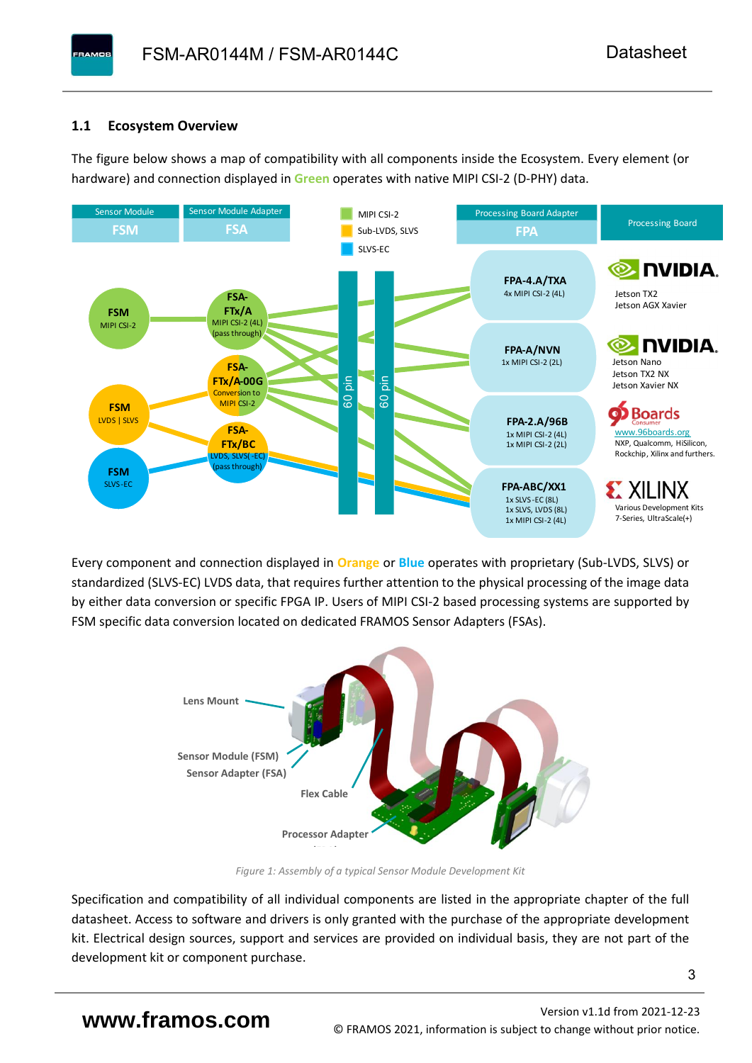## 1.1 Ecosystem Overview

The figure below shows a map of compatibility with all components inside the Ecosystem. Every element (or hardware) and connection displayed in **Green** operates with native MIPI CSI-2 (D-PHY) data.

Every component and connection displayed in **Orange** or **Blue** operates with proprietary (Sub-LVDS, SLVS) or standardized (SLVS-EC) LVDS data, that requires further attention to the physical processing of the image data by either data conversion or specific FPGA IP. Users of MIPI CSI-2 based processing systems are supported by FSM specific data conversion located on dedicated FRAMOS Sensor Adapters (FSAs).

*Figure 1: Assembly of a typical Sensor Module Development Kit*

Specification and compatibility of all individual components are listed in the appropriate chapter of the full datasheet. Access to software and drivers is only granted with the purchase of the appropriate development kit. Electrical design sources, support and services are provided on individual basis, they are not part of the development kit or component purchase.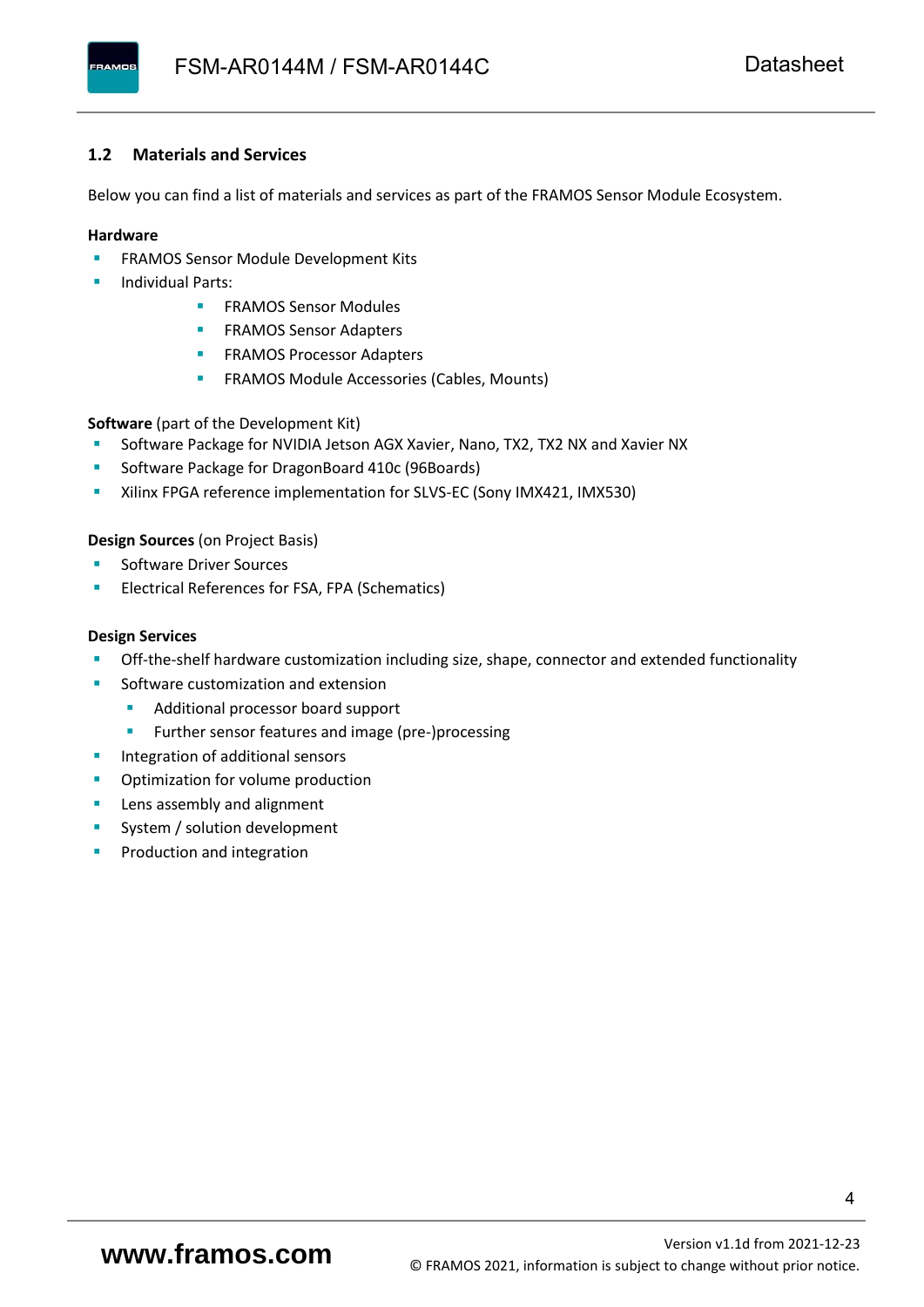## 1.2 Materials and Services

Below you can find a list of materials and services as part of the FRAMOS Sensor Module Ecosystem.

**Hardware**

- FRAMOS Sensor Module Development Kits
- Individual Parts:
  - FRAMOS Sensor Modules
  - FRAMOS Sensor Adapters
  - FRAMOS Processor Adapters
  - FRAMOS Module Accessories (Cables, Mounts)

**Software** (part of the Development Kit)

- Software Package for NVIDIA Jetson AGX Xavier, Nano, TX2, TX2 NX and Xavier NX
- Software Package for DragonBoard 410c (96Boards)
- Xilinx FPGA reference implementation for SLVS-EC (Sony IMX421, IMX530)

**Design Sources** (on Project Basis)

- Software Driver Sources
- Electrical References for FSA, FPA (Schematics)

**Design Services**

- Off-the-shelf hardware customization including size, shape, connector and extended functionality
- Software customization and extension
  - Additional processor board support
  - Further sensor features and image (pre-)processing
- Integration of additional sensors
- Optimization for volume production
- Lens assembly and alignment
- System / solution development
- Production and integration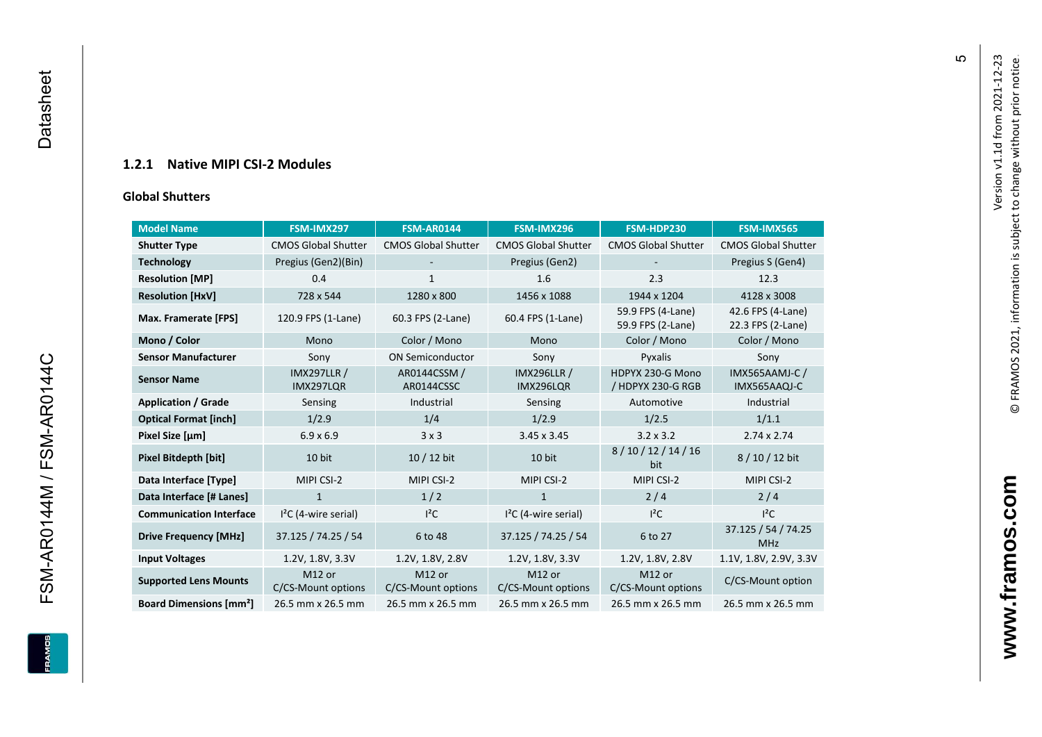### 1.2.1 Native MIPI CSI-2 Modules

**Global Shutters**

| Model Name | FSM-IMX297 | FSM-AR0144 | FSM-IMX296 | FSM-HDP230 | FSM-IMX565 |
|---|---|---|---|---|---|
| **Shutter Type** | CMOS Global Shutter | CMOS Global Shutter | CMOS Global Shutter | CMOS Global Shutter | CMOS Global Shutter |
| **Technology** | Pregius (Gen2)(Bin) | - | Pregius (Gen2) | - | Pregius S (Gen4) |
| **Resolution [MP]** | 0.4 | 1 | 1.6 | 2.3 | 12.3 |
| **Resolution [HxV]** | 728 x 544 | 1280 x 800 | 1456 x 1088 | 1944 x 1204 | 4128 x 3008 |
| **Max. Framerate [FPS]** | 120.9 FPS (1-Lane) | 60.3 FPS (2-Lane) | 60.4 FPS (1-Lane) | 59.9 FPS (4-Lane) 59.9 FPS (2-Lane) | 42.6 FPS (4-Lane) 22.3 FPS (2-Lane) |
| **Mono / Color** | Mono | Color / Mono | Mono | Color / Mono | Color / Mono |
| **Sensor Manufacturer** | Sony | ON Semiconductor | Sony | Pyxalis | Sony |
| **Sensor Name** | IMX297LLR / IMX297LQR | AR0144CSSM / AR0144CSSC | IMX296LLR / IMX296LQR | HDPYX 230-G Mono / HDPYX 230-G RGB | IMX565AAMJ-C / IMX565AAQJ-C |
| **Application / Grade** | Sensing | Industrial | Sensing | Automotive | Industrial |
| **Optical Format [inch]** | 1/2.9 | 1/4 | 1/2.9 | 1/2.5 | 1/1.1 |
| **Pixel Size [µm]** | 6.9 x 6.9 | 3 x 3 | 3.45 x 3.45 | 3.2 x 3.2 | 2.74 x 2.74 |
| **Pixel Bitdepth [bit]** | 10 bit | 10 / 12 bit | 10 bit | 8 / 10 / 12 / 14 / 16 bit | 8 / 10 / 12 bit |
| **Data Interface [Type]** | MIPI CSI-2 | MIPI CSI-2 | MIPI CSI-2 | MIPI CSI-2 | MIPI CSI-2 |
| **Data Interface [# Lanes]** | 1 | 1 / 2 | 1 | 2 / 4 | 2 / 4 |
| **Communication Interface** | I²C (4-wire serial) | I²C | I²C (4-wire serial) | I²C | I²C |
| **Drive Frequency [MHz]** | 37.125 / 74.25 / 54 | 6 to 48 | 37.125 / 74.25 / 54 | 6 to 27 | 37.125 / 54 / 74.25 MHz |
| **Input Voltages** | 1.2V, 1.8V, 3.3V | 1.2V, 1.8V, 2.8V | 1.2V, 1.8V, 3.3V | 1.2V, 1.8V, 2.8V | 1.1V, 1.8V, 2.9V, 3.3V |
| **Supported Lens Mounts** | M12 or C/CS-Mount options | M12 or C/CS-Mount options | M12 or C/CS-Mount options | M12 or C/CS-Mount options | C/CS-Mount option |
| **Board Dimensions [mm²]** | 26.5 mm x 26.5 mm | 26.5 mm x 26.5 mm | 26.5 mm x 26.5 mm | 26.5 mm x 26.5 mm | 26.5 mm x 26.5 mm |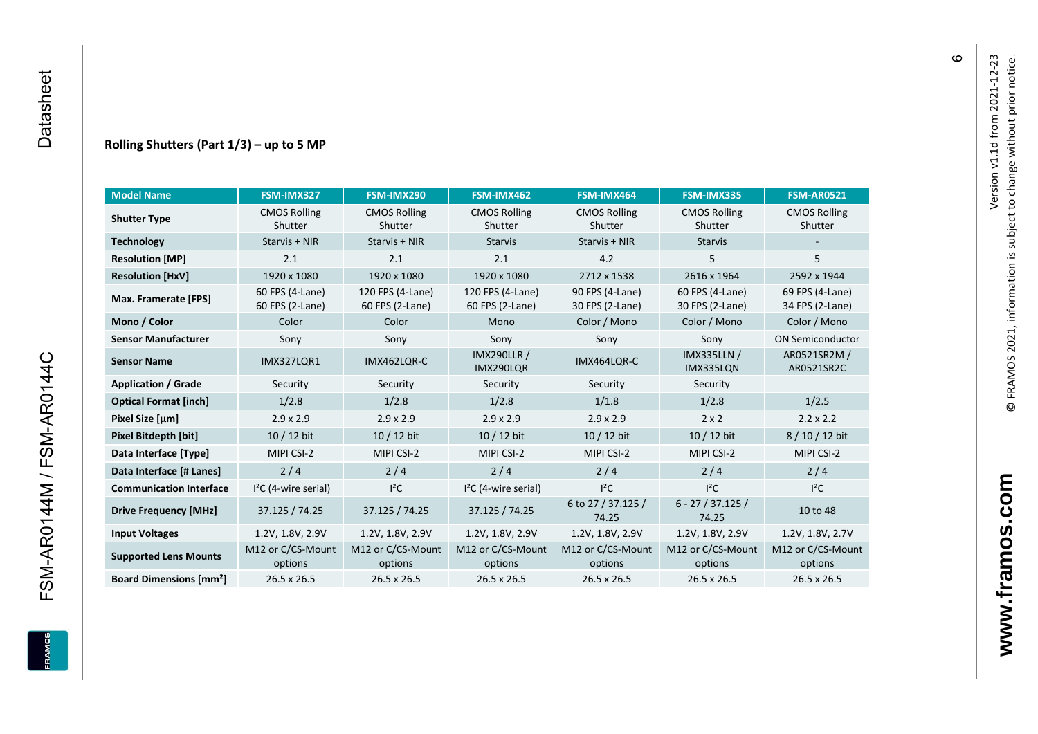## Rolling Shutters (Part 1/3) – up to 5 MP

| Model Name | FSM-IMX327 | FSM-IMX290 | FSM-IMX462 | FSM-IMX464 | FSM-IMX335 | FSM-AR0521 |
|---|---|---|---|---|---|---|
| **Shutter Type** | CMOS Rolling Shutter | CMOS Rolling Shutter | CMOS Rolling Shutter | CMOS Rolling Shutter | CMOS Rolling Shutter | CMOS Rolling Shutter |
| **Technology** | Starvis + NIR | Starvis + NIR | Starvis | Starvis + NIR | Starvis | - |
| **Resolution [MP]** | 2.1 | 2.1 | 2.1 | 4.2 | 5 | 5 |
| **Resolution [HxV]** | 1920 x 1080 | 1920 x 1080 | 1920 x 1080 | 2712 x 1538 | 2616 x 1964 | 2592 x 1944 |
| **Max. Framerate [FPS]** | 60 FPS (4-Lane) 60 FPS (2-Lane) | 120 FPS (4-Lane) 60 FPS (2-Lane) | 120 FPS (4-Lane) 60 FPS (2-Lane) | 90 FPS (4-Lane) 30 FPS (2-Lane) | 60 FPS (4-Lane) 30 FPS (2-Lane) | 69 FPS (4-Lane) 34 FPS (2-Lane) |
| **Mono / Color** | Color | Color | Mono | Color / Mono | Color / Mono | Color / Mono |
| **Sensor Manufacturer** | Sony | Sony | Sony | Sony | Sony | ON Semiconductor |
| **Sensor Name** | IMX327LQR1 | IMX462LQR-C | IMX290LLR / IMX290LQR | IMX464LQR-C | IMX335LLN / IMX335LQN | AR0521SR2M / AR0521SR2C |
| **Application / Grade** | Security | Security | Security | Security | Security | |
| **Optical Format [inch]** | 1/2.8 | 1/2.8 | 1/2.8 | 1/1.8 | 1/2.8 | 1/2.5 |
| **Pixel Size [µm]** | 2.9 x 2.9 | 2.9 x 2.9 | 2.9 x 2.9 | 2.9 x 2.9 | 2 x 2 | 2.2 x 2.2 |
| **Pixel Bitdepth [bit]** | 10 / 12 bit | 10 / 12 bit | 10 / 12 bit | 10 / 12 bit | 10 / 12 bit | 8 / 10 / 12 bit |
| **Data Interface [Type]** | MIPI CSI-2 | MIPI CSI-2 | MIPI CSI-2 | MIPI CSI-2 | MIPI CSI-2 | MIPI CSI-2 |
| **Data Interface [# Lanes]** | 2 / 4 | 2 / 4 | 2 / 4 | 2 / 4 | 2 / 4 | 2 / 4 |
| **Communication Interface** | I²C (4-wire serial) | I²C | I²C (4-wire serial) | I²C | I²C | I²C |
| **Drive Frequency [MHz]** | 37.125 / 74.25 | 37.125 / 74.25 | 37.125 / 74.25 | 6 to 27 / 37.125 / 74.25 | 6 - 27 / 37.125 / 74.25 | 10 to 48 |
| **Input Voltages** | 1.2V, 1.8V, 2.9V | 1.2V, 1.8V, 2.9V | 1.2V, 1.8V, 2.9V | 1.2V, 1.8V, 2.9V | 1.2V, 1.8V, 2.9V | 1.2V, 1.8V, 2.7V |
| **Supported Lens Mounts** | M12 or C/CS-Mount options | M12 or C/CS-Mount options | M12 or C/CS-Mount options | M12 or C/CS-Mount options | M12 or C/CS-Mount options | M12 or C/CS-Mount options |
| **Board Dimensions [mm²]** | 26.5 x 26.5 | 26.5 x 26.5 | 26.5 x 26.5 | 26.5 x 26.5 | 26.5 x 26.5 | 26.5 x 26.5 |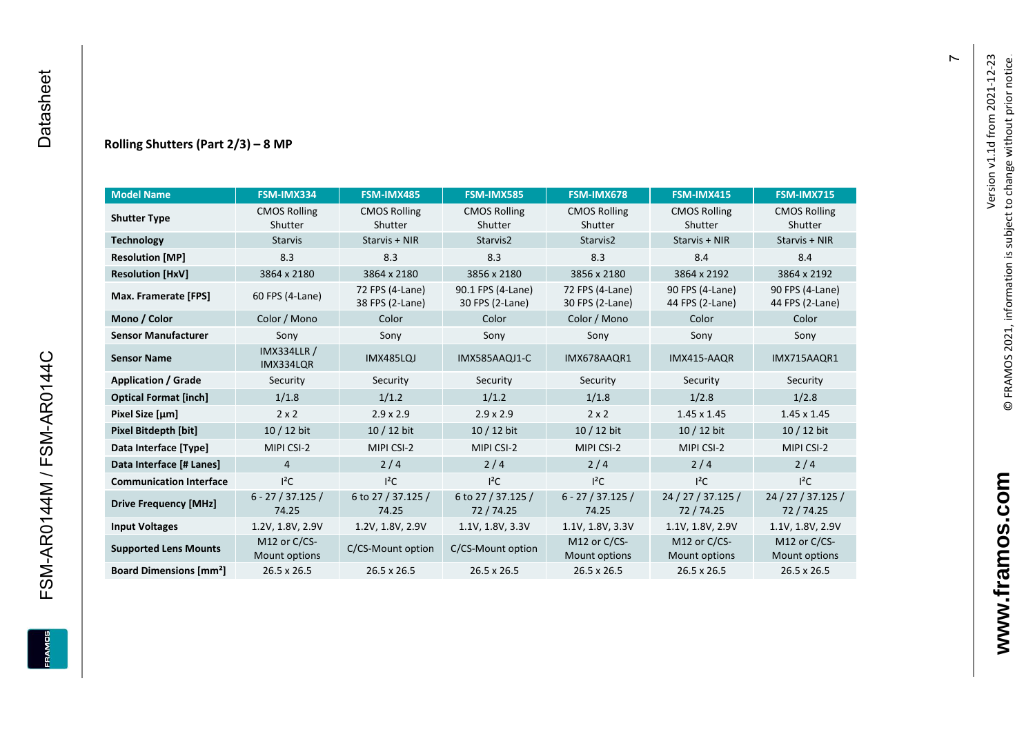### Rolling Shutters (Part 2/3) – 8 MP

| Model Name | FSM-IMX334 | FSM-IMX485 | FSM-IMX585 | FSM-IMX678 | FSM-IMX415 | FSM-IMX715 |
|---|---|---|---|---|---|---|
| **Shutter Type** | CMOS Rolling Shutter | CMOS Rolling Shutter | CMOS Rolling Shutter | CMOS Rolling Shutter | CMOS Rolling Shutter | CMOS Rolling Shutter |
| **Technology** | Starvis | Starvis + NIR | Starvis2 | Starvis2 | Starvis + NIR | Starvis + NIR |
| **Resolution [MP]** | 8.3 | 8.3 | 8.3 | 8.3 | 8.4 | 8.4 |
| **Resolution [HxV]** | 3864 x 2180 | 3864 x 2180 | 3856 x 2180 | 3856 x 2180 | 3864 x 2192 | 3864 x 2192 |
| **Max. Framerate [FPS]** | 60 FPS (4-Lane) | 72 FPS (4-Lane) 38 FPS (2-Lane) | 90.1 FPS (4-Lane) 30 FPS (2-Lane) | 72 FPS (4-Lane) 30 FPS (2-Lane) | 90 FPS (4-Lane) 44 FPS (2-Lane) | 90 FPS (4-Lane) 44 FPS (2-Lane) |
| **Mono / Color** | Color / Mono | Color | Color | Color / Mono | Color | Color |
| **Sensor Manufacturer** | Sony | Sony | Sony | Sony | Sony | Sony |
| **Sensor Name** | IMX334LLR / IMX334LQR | IMX485LQJ | IMX585AAQJ1-C | IMX678AAQR1 | IMX415-AAQR | IMX715AAQR1 |
| **Application / Grade** | Security | Security | Security | Security | Security | Security |
| **Optical Format [inch]** | 1/1.8 | 1/1.2 | 1/1.2 | 1/1.8 | 1/2.8 | 1/2.8 |
| **Pixel Size [µm]** | 2 x 2 | 2.9 x 2.9 | 2.9 x 2.9 | 2 x 2 | 1.45 x 1.45 | 1.45 x 1.45 |
| **Pixel Bitdepth [bit]** | 10 / 12 bit | 10 / 12 bit | 10 / 12 bit | 10 / 12 bit | 10 / 12 bit | 10 / 12 bit |
| **Data Interface [Type]** | MIPI CSI-2 | MIPI CSI-2 | MIPI CSI-2 | MIPI CSI-2 | MIPI CSI-2 | MIPI CSI-2 |
| **Data Interface [# Lanes]** | 4 | 2 / 4 | 2 / 4 | 2 / 4 | 2 / 4 | 2 / 4 |
| **Communication Interface** | I²C | I²C | I²C | I²C | I²C | I²C |
| **Drive Frequency [MHz]** | 6 - 27 / 37.125 / 74.25 | 6 to 27 / 37.125 / 74.25 | 6 to 27 / 37.125 / 72 / 74.25 | 6 - 27 / 37.125 / 74.25 | 24 / 27 / 37.125 / 72 / 74.25 | 24 / 27 / 37.125 / 72 / 74.25 |
| **Input Voltages** | 1.2V, 1.8V, 2.9V | 1.2V, 1.8V, 2.9V | 1.1V, 1.8V, 3.3V | 1.1V, 1.8V, 3.3V | 1.1V, 1.8V, 2.9V | 1.1V, 1.8V, 2.9V |
| **Supported Lens Mounts** | M12 or C/CS-Mount options | C/CS-Mount option | C/CS-Mount option | M12 or C/CS-Mount options | M12 or C/CS-Mount options | M12 or C/CS-Mount options |
| **Board Dimensions [mm²]** | 26.5 x 26.5 | 26.5 x 26.5 | 26.5 x 26.5 | 26.5 x 26.5 | 26.5 x 26.5 | 26.5 x 26.5 |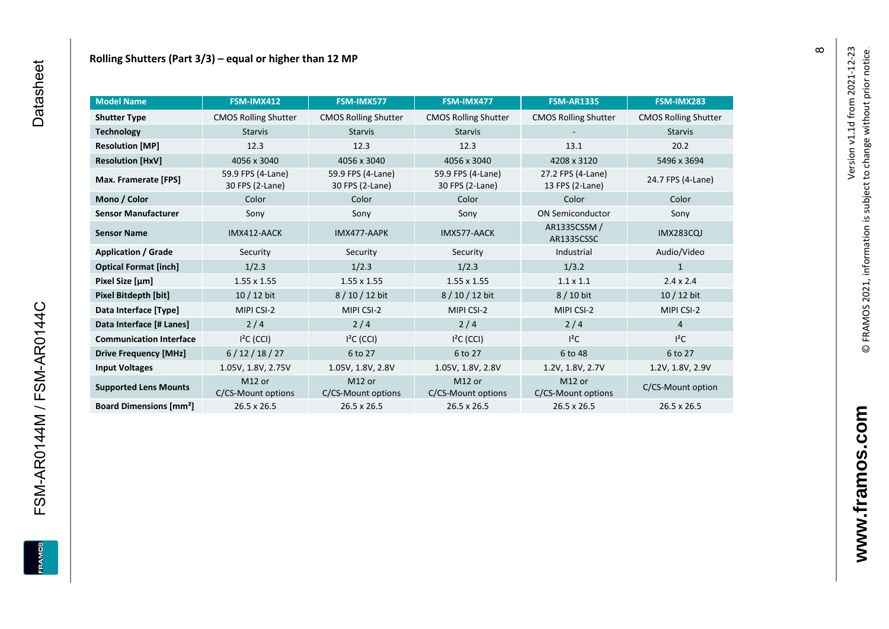## Rolling Shutters (Part 3/3) – equal or higher than 12 MP

| Model Name | FSM-IMX412 | FSM-IMX577 | FSM-IMX477 | FSM-AR1335 | FSM-IMX283 |
|---|---|---|---|---|---|
| **Shutter Type** | CMOS Rolling Shutter | CMOS Rolling Shutter | CMOS Rolling Shutter | CMOS Rolling Shutter | CMOS Rolling Shutter |
| **Technology** | Starvis | Starvis | Starvis | - | Starvis |
| **Resolution [MP]** | 12.3 | 12.3 | 12.3 | 13.1 | 20.2 |
| **Resolution [HxV]** | 4056 x 3040 | 4056 x 3040 | 4056 x 3040 | 4208 x 3120 | 5496 x 3694 |
| **Max. Framerate [FPS]** | 59.9 FPS (4-Lane) 30 FPS (2-Lane) | 59.9 FPS (4-Lane) 30 FPS (2-Lane) | 59.9 FPS (4-Lane) 30 FPS (2-Lane) | 27.2 FPS (4-Lane) 13 FPS (2-Lane) | 24.7 FPS (4-Lane) |
| **Mono / Color** | Color | Color | Color | Color | Color |
| **Sensor Manufacturer** | Sony | Sony | Sony | ON Semiconductor | Sony |
| **Sensor Name** | IMX412-AACK | IMX477-AAPK | IMX577-AACK | AR1335CSSM / AR1335CSSC | IMX283CQJ |
| **Application / Grade** | Security | Security | Security | Industrial | Audio/Video |
| **Optical Format [inch]** | 1/2.3 | 1/2.3 | 1/2.3 | 1/3.2 | 1 |
| **Pixel Size [µm]** | 1.55 x 1.55 | 1.55 x 1.55 | 1.55 x 1.55 | 1.1 x 1.1 | 2.4 x 2.4 |
| **Pixel Bitdepth [bit]** | 10 / 12 bit | 8 / 10 / 12 bit | 8 / 10 / 12 bit | 8 / 10 bit | 10 / 12 bit |
| **Data Interface [Type]** | MIPI CSI-2 | MIPI CSI-2 | MIPI CSI-2 | MIPI CSI-2 | MIPI CSI-2 |
| **Data Interface [# Lanes]** | 2 / 4 | 2 / 4 | 2 / 4 | 2 / 4 | 4 |
| **Communication Interface** | I²C (CCI) | I²C (CCI) | I²C (CCI) | I²C | I²C |
| **Drive Frequency [MHz]** | 6 / 12 / 18 / 27 | 6 to 27 | 6 to 27 | 6 to 48 | 6 to 27 |
| **Input Voltages** | 1.05V, 1.8V, 2.75V | 1.05V, 1.8V, 2.8V | 1.05V, 1.8V, 2.8V | 1.2V, 1.8V, 2.7V | 1.2V, 1.8V, 2.9V |
| **Supported Lens Mounts** | M12 or C/CS-Mount options | M12 or C/CS-Mount options | M12 or C/CS-Mount options | M12 or C/CS-Mount options | C/CS-Mount option |
| **Board Dimensions [mm²]** | 26.5 x 26.5 | 26.5 x 26.5 | 26.5 x 26.5 | 26.5 x 26.5 | 26.5 x 26.5 |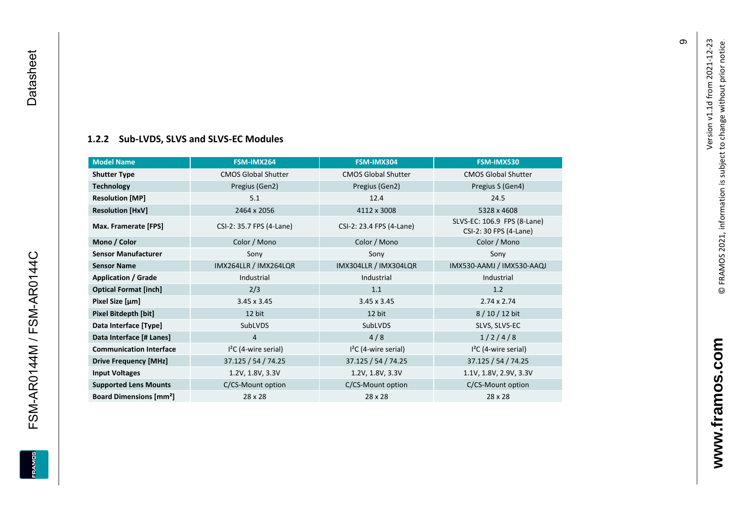### 1.2.2 Sub-LVDS, SLVS and SLVS-EC Modules

| Model Name | FSM-IMX264 | FSM-IMX304 | FSM-IMX530 |
|---|---|---|---|
| **Shutter Type** | CMOS Global Shutter | CMOS Global Shutter | CMOS Global Shutter |
| **Technology** | Pregius (Gen2) | Pregius (Gen2) | Pregius S (Gen4) |
| **Resolution [MP]** | 5.1 | 12.4 | 24.5 |
| **Resolution [HxV]** | 2464 x 2056 | 4112 x 3008 | 5328 x 4608 |
| **Max. Framerate [FPS]** | CSI-2: 35.7 FPS (4-Lane) | CSI-2: 23.4 FPS (4-Lane) | SLVS-EC: 106.9 FPS (8-Lane)<br>CSI-2: 30 FPS (4-Lane) |
| **Mono / Color** | Color / Mono | Color / Mono | Color / Mono |
| **Sensor Manufacturer** | Sony | Sony | Sony |
| **Sensor Name** | IMX264LLR / IMX264LQR | IMX304LLR / IMX304LQR | IMX530-AAMJ / IMX530-AAQJ |
| **Application / Grade** | Industrial | Industrial | Industrial |
| **Optical Format [inch]** | 2/3 | 1.1 | 1.2 |
| **Pixel Size [µm]** | 3.45 x 3.45 | 3.45 x 3.45 | 2.74 x 2.74 |
| **Pixel Bitdepth [bit]** | 12 bit | 12 bit | 8 / 10 / 12 bit |
| **Data Interface [Type]** | SubLVDS | SubLVDS | SLVS, SLVS-EC |
| **Data Interface [# Lanes]** | 4 | 4 / 8 | 1 / 2 / 4 / 8 |
| **Communication Interface** | I²C (4-wire serial) | I²C (4-wire serial) | I²C (4-wire serial) |
| **Drive Frequency [MHz]** | 37.125 / 54 / 74.25 | 37.125 / 54 / 74.25 | 37.125 / 54 / 74.25 |
| **Input Voltages** | 1.2V, 1.8V, 3.3V | 1.2V, 1.8V, 3.3V | 1.1V, 1.8V, 2.9V, 3.3V |
| **Supported Lens Mounts** | C/CS-Mount option | C/CS-Mount option | C/CS-Mount option |
| **Board Dimensions [mm²]** | 28 x 28 | 28 x 28 | 28 x 28 |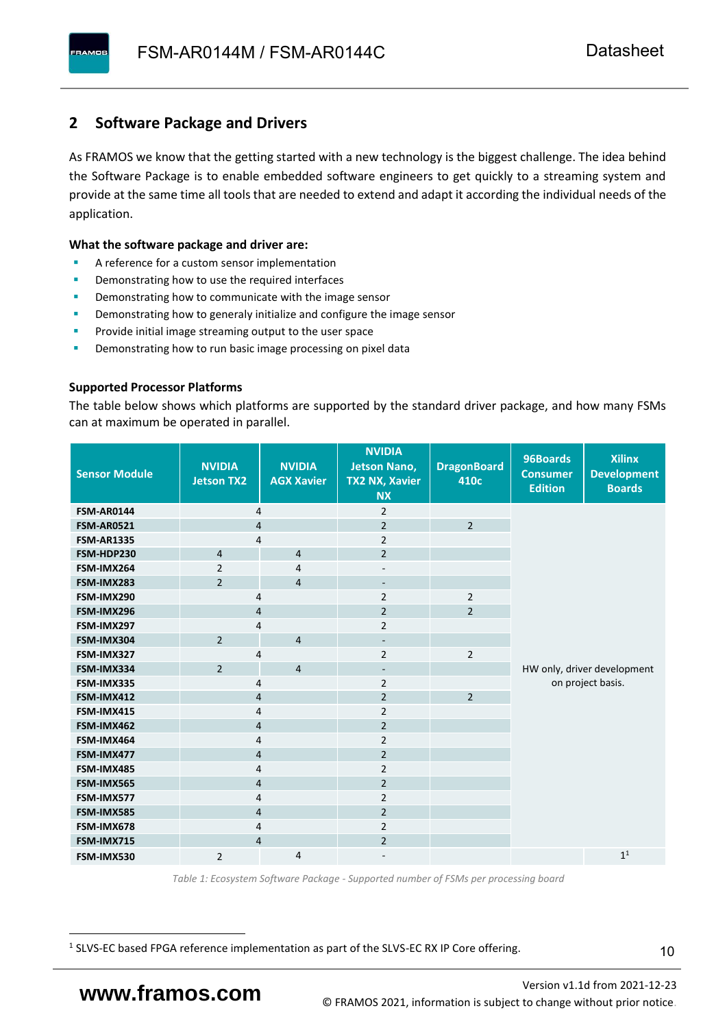## 2 Software Package and Drivers

As FRAMOS we know that the getting started with a new technology is the biggest challenge. The idea behind the Software Package is to enable embedded software engineers to get quickly to a streaming system and provide at the same time all tools that are needed to extend and adapt it according the individual needs of the application.

**What the software package and driver are:**

- A reference for a custom sensor implementation
- Demonstrating how to use the required interfaces
- Demonstrating how to communicate with the image sensor
- Demonstrating how to generaly initialize and configure the image sensor
- Provide initial image streaming output to the user space
- Demonstrating how to run basic image processing on pixel data

**Supported Processor Platforms**

The table below shows which platforms are supported by the standard driver package, and how many FSMs can at maximum be operated in parallel.

| Sensor Module | NVIDIA Jetson TX2 | NVIDIA AGX Xavier | NVIDIA Jetson Nano, TX2 NX, Xavier NX | DragonBoard 410c | 96Boards Consumer Edition | Xilinx Development Boards |
|---|---|---|---|---|---|---|
| FSM-AR0144 | 4 | | 2 | | HW only, driver development on project basis. | |
| FSM-AR0521 | 4 | | 2 | 2 | | |
| FSM-AR1335 | 4 | | 2 | | | |
| FSM-HDP230 | 4 | 4 | 2 | | | |
| FSM-IMX264 | 2 | 4 | - | | | |
| FSM-IMX283 | 2 | 4 | - | | | |
| FSM-IMX290 | 4 | | 2 | 2 | | |
| FSM-IMX296 | 4 | | 2 | 2 | | |
| FSM-IMX297 | 4 | | 2 | | | |
| FSM-IMX304 | 2 | 4 | - | | | |
| FSM-IMX327 | 4 | | 2 | 2 | | |
| FSM-IMX334 | 2 | 4 | - | | | |
| FSM-IMX335 | 4 | | 2 | | | |
| FSM-IMX412 | 4 | | 2 | 2 | | |
| FSM-IMX415 | 4 | | 2 | | | |
| FSM-IMX462 | 4 | | 2 | | | |
| FSM-IMX464 | 4 | | 2 | | | |
| FSM-IMX477 | 4 | | 2 | | | |
| FSM-IMX485 | 4 | | 2 | | | |
| FSM-IMX565 | 4 | | 2 | | | |
| FSM-IMX577 | 4 | | 2 | | | |
| FSM-IMX585 | 4 | | 2 | | | |
| FSM-IMX678 | 4 | | 2 | | | |
| FSM-IMX715 | 4 | | 2 | | | |
| FSM-IMX530 | 2 | 4 | - | | | 1[1] |

*Table 1: Ecosystem Software Package - Supported number of FSMs per processing board*

[1] SLVS-EC based FPGA reference implementation as part of the SLVS-EC RX IP Core offering.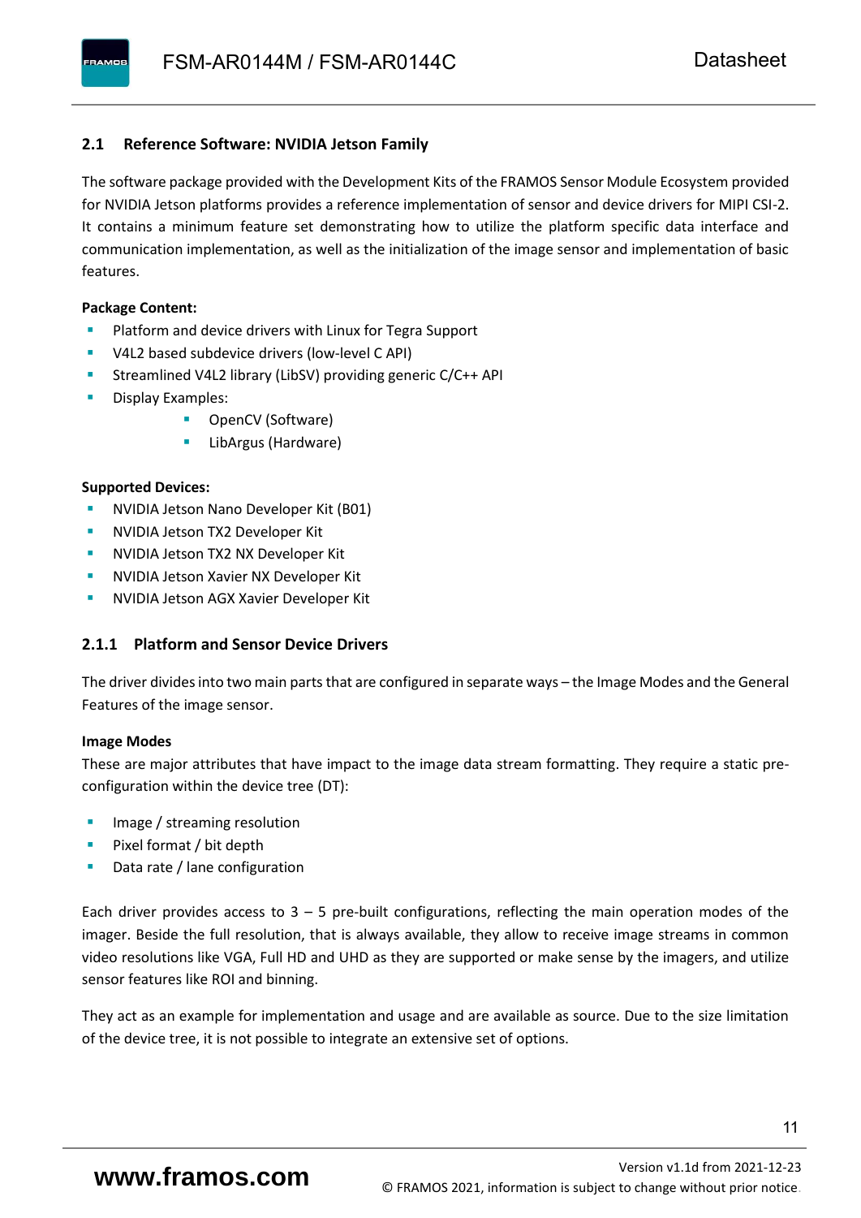## 2.1 Reference Software: NVIDIA Jetson Family

The software package provided with the Development Kits of the FRAMOS Sensor Module Ecosystem provided for NVIDIA Jetson platforms provides a reference implementation of sensor and device drivers for MIPI CSI-2. It contains a minimum feature set demonstrating how to utilize the platform specific data interface and communication implementation, as well as the initialization of the image sensor and implementation of basic features.

**Package Content:**

- Platform and device drivers with Linux for Tegra Support
- V4L2 based subdevice drivers (low-level C API)
- Streamlined V4L2 library (LibSV) providing generic C/C++ API
- Display Examples:
  - OpenCV (Software)
  - LibArgus (Hardware)

**Supported Devices:**

- NVIDIA Jetson Nano Developer Kit (B01)
- NVIDIA Jetson TX2 Developer Kit
- NVIDIA Jetson TX2 NX Developer Kit
- NVIDIA Jetson Xavier NX Developer Kit
- NVIDIA Jetson AGX Xavier Developer Kit

### 2.1.1 Platform and Sensor Device Drivers

The driver divides into two main parts that are configured in separate ways – the Image Modes and the General Features of the image sensor.

**Image Modes**

These are major attributes that have impact to the image data stream formatting. They require a static pre-configuration within the device tree (DT):

- Image / streaming resolution
- Pixel format / bit depth
- Data rate / lane configuration

Each driver provides access to 3 – 5 pre-built configurations, reflecting the main operation modes of the imager. Beside the full resolution, that is always available, they allow to receive image streams in common video resolutions like VGA, Full HD and UHD as they are supported or make sense by the imagers, and utilize sensor features like ROI and binning.

They act as an example for implementation and usage and are available as source. Due to the size limitation of the device tree, it is not possible to integrate an extensive set of options.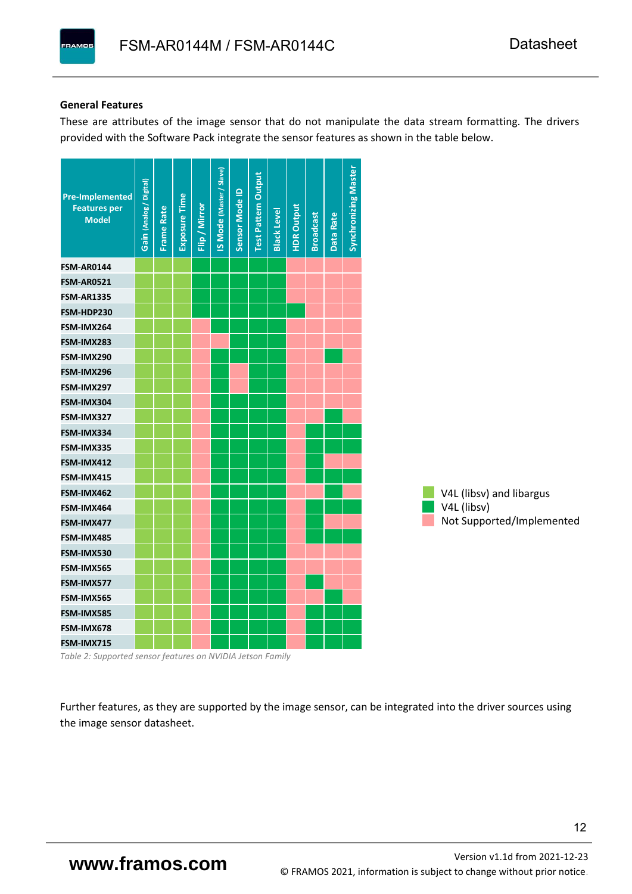**General Features**

These are attributes of the image sensor that do not manipulate the data stream formatting. The drivers provided with the Software Pack integrate the sensor features as shown in the table below.

| Pre-Implemented Features per Model | Gain (Analog / Digital) | Frame Rate | Exposure Time | Flip / Mirror | IS Mode (Master / Slave) | Sensor Mode ID | Test Pattern Output | Black Level | HDR Output | Broadcast | Data Rate | Synchronizing Master |
|---|---|---|---|---|---|---|---|---|---|---|---|---|
| FSM-AR0144 | ■■ | ■■ | ■■ | ■ | ■ | ■ | ■ | ■ | ✗ | ✗ | ✗ | ✗ |
| FSM-AR0521 | ■■ | ■■ | ■■ | ■ | ■ | ■ | ■ | ■ | ✗ | ✗ | ✗ | ✗ |
| FSM-AR1335 | ■■ | ■■ | ■■ | ■ | ■ | ■ | ■ | ■ | ✗ | ✗ | ✗ | ✗ |
| FSM-HDP230 | ■■ | ■■ | ■■ | ■ | ■ | ■ | ■ | ■ | ■ | ✗ | ✗ | ✗ |
| FSM-IMX264 | ■■ | ■■ | ■■ | ✗ | ■ | ■ | ■ | ■ | ✗ | ✗ | ✗ | ✗ |
| FSM-IMX283 | ■■ | ■■ | ■■ | ✗ | ✗ | ■ | ■ | ■ | ✗ | ✗ | ✗ | ✗ |
| FSM-IMX290 | ■■ | ■■ | ■■ | ✗ | ■ | ■ | ■ | ■ | ✗ | ✗ | ■ | ✗ |
| FSM-IMX296 | ■■ | ■■ | ■■ | ✗ | ■ | ✗ | ■ | ■ | ✗ | ✗ | ✗ | ✗ |
| FSM-IMX297 | ■■ | ■■ | ■■ | ✗ | ■ | ✗ | ■ | ■ | ✗ | ✗ | ✗ | ✗ |
| FSM-IMX304 | ■■ | ■■ | ■■ | ✗ | ■ | ■ | ■ | ■ | ✗ | ✗ | ✗ | ✗ |
| FSM-IMX327 | ■■ | ■■ | ■■ | ✗ | ■ | ■ | ■ | ■ | ✗ | ✗ | ■ | ✗ |
| FSM-IMX334 | ■■ | ■■ | ■■ | ✗ | ■ | ■ | ■ | ■ | ✗ | ■ | ■ | ■ |
| FSM-IMX335 | ■■ | ■■ | ■■ | ✗ | ■ | ■ | ■ | ■ | ✗ | ■ | ■ | ■ |
| FSM-IMX412 | ■■ | ■■ | ■■ | ✗ | ■ | ■ | ■ | ■ | ✗ | ■ | ✗ | ✗ |
| FSM-IMX415 | ■■ | ■■ | ■■ | ✗ | ■ | ■ | ■ | ■ | ✗ | ■ | ■ | ■ |
| FSM-IMX462 | ■■ | ■■ | ■■ | ✗ | ■ | ■ | ■ | ■ | ✗ | ✗ | ■ | ✗ |
| FSM-IMX464 | ■■ | ■■ | ■■ | ✗ | ■ | ■ | ■ | ■ | ✗ | ■ | ■ | ■ |
| FSM-IMX477 | ■■ | ■■ | ■■ | ✗ | ■ | ■ | ■ | ■ | ✗ | ■ | ✗ | ✗ |
| FSM-IMX485 | ■■ | ■■ | ■■ | ✗ | ■ | ■ | ■ | ■ | ✗ | ■ | ■ | ■ |
| FSM-IMX530 | ■■ | ■■ | ■■ | ✗ | ■ | ■ | ■ | ■ | ✗ | ✗ | ✗ | ✗ |
| FSM-IMX565 | ■■ | ■■ | ■■ | ✗ | ■ | ■ | ■ | ■ | ✗ | ✗ | ✗ | ✗ |
| FSM-IMX577 | ■■ | ■■ | ■■ | ✗ | ■ | ■ | ■ | ■ | ✗ | ■ | ✗ | ✗ |
| FSM-IMX565 | ■■ | ■■ | ■■ | ✗ | ■ | ■ | ■ | ■ | ✗ | ✗ | ■ | ✗ |
| FSM-IMX585 | ■■ | ■■ | ■■ | ✗ | ■ | ■ | ■ | ■ | ✗ | ■ | ■ | ■ |
| FSM-IMX678 | ■■ | ■■ | ■■ | ✗ | ■ | ■ | ■ | ■ | ✗ | ■ | ■ | ■ |
| FSM-IMX715 | ■■ | ■■ | ■■ | ✗ | ■ | ■ | ■ | ■ | ✗ | ■ | ■ | ■ |

*Table 2: Supported sensor features on NVIDIA Jetson Family*

- ■■ V4L (libsv) and libargus
- ■ V4L (libsv)
- ✗ Not Supported/Implemented

Further features, as they are supported by the image sensor, can be integrated into the driver sources using the image sensor datasheet.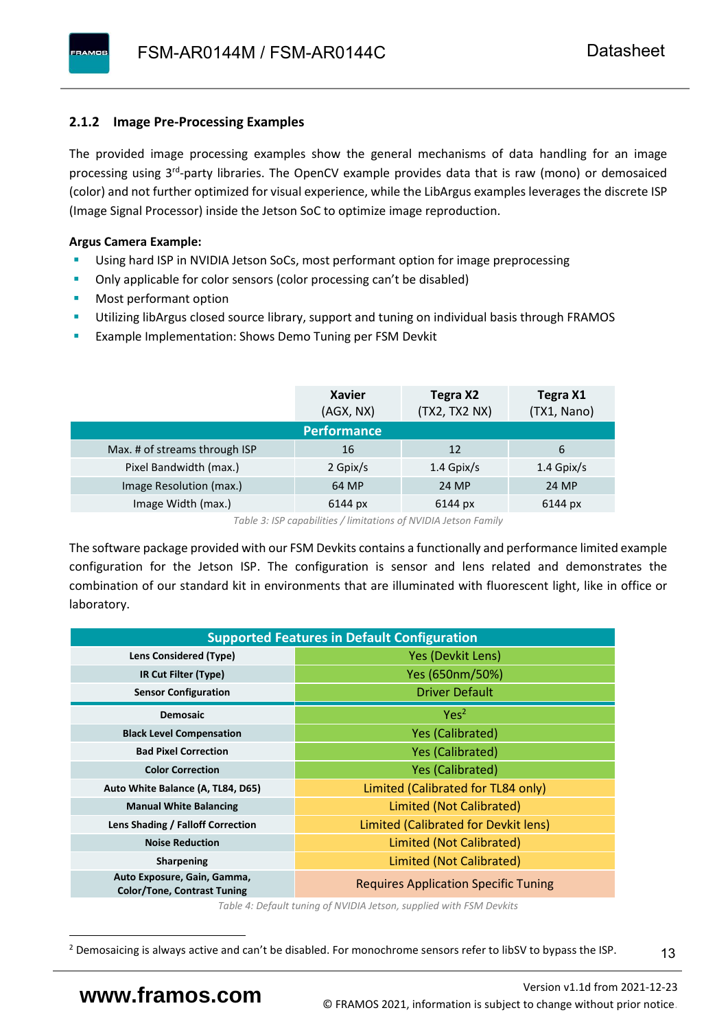### 2.1.2 Image Pre-Processing Examples

The provided image processing examples show the general mechanisms of data handling for an image processing using 3rd-party libraries. The OpenCV example provides data that is raw (mono) or demosaiced (color) and not further optimized for visual experience, while the LibArgus examples leverages the discrete ISP (Image Signal Processor) inside the Jetson SoC to optimize image reproduction.

**Argus Camera Example:**

- Using hard ISP in NVIDIA Jetson SoCs, most performant option for image preprocessing
- Only applicable for color sensors (color processing can't be disabled)
- Most performant option
- Utilizing libArgus closed source library, support and tuning on individual basis through FRAMOS
- Example Implementation: Shows Demo Tuning per FSM Devkit

| | Xavier (AGX, NX) | Tegra X2 (TX2, TX2 NX) | Tegra X1 (TX1, Nano) |
|---|---|---|---|
| **Performance** | | | |
| Max. # of streams through ISP | 16 | 12 | 6 |
| Pixel Bandwidth (max.) | 2 Gpix/s | 1.4 Gpix/s | 1.4 Gpix/s |
| Image Resolution (max.) | 64 MP | 24 MP | 24 MP |
| Image Width (max.) | 6144 px | 6144 px | 6144 px |

*Table 3: ISP capabilities / limitations of NVIDIA Jetson Family*

The software package provided with our FSM Devkits contains a functionally and performance limited example configuration for the Jetson ISP. The configuration is sensor and lens related and demonstrates the combination of our standard kit in environments that are illuminated with fluorescent light, like in office or laboratory.

| Supported Features in Default Configuration | |
|---|---|
| **Lens Considered (Type)** | Yes (Devkit Lens) |
| **IR Cut Filter (Type)** | Yes (650nm/50%) |
| **Sensor Configuration** | Driver Default |
| **Demosaic** | Yes[2] |
| **Black Level Compensation** | Yes (Calibrated) |
| **Bad Pixel Correction** | Yes (Calibrated) |
| **Color Correction** | Yes (Calibrated) |
| **Auto White Balance (A, TL84, D65)** | Limited (Calibrated for TL84 only) |
| **Manual White Balancing** | Limited (Not Calibrated) |
| **Lens Shading / Falloff Correction** | Limited (Calibrated for Devkit lens) |
| **Noise Reduction** | Limited (Not Calibrated) |
| **Sharpening** | Limited (Not Calibrated) |
| **Auto Exposure, Gain, Gamma, Color/Tone, Contrast Tuning** | Requires Application Specific Tuning |

*Table 4: Default tuning of NVIDIA Jetson, supplied with FSM Devkits*

[2] Demosaicing is always active and can't be disabled. For monochrome sensors refer to libSV to bypass the ISP.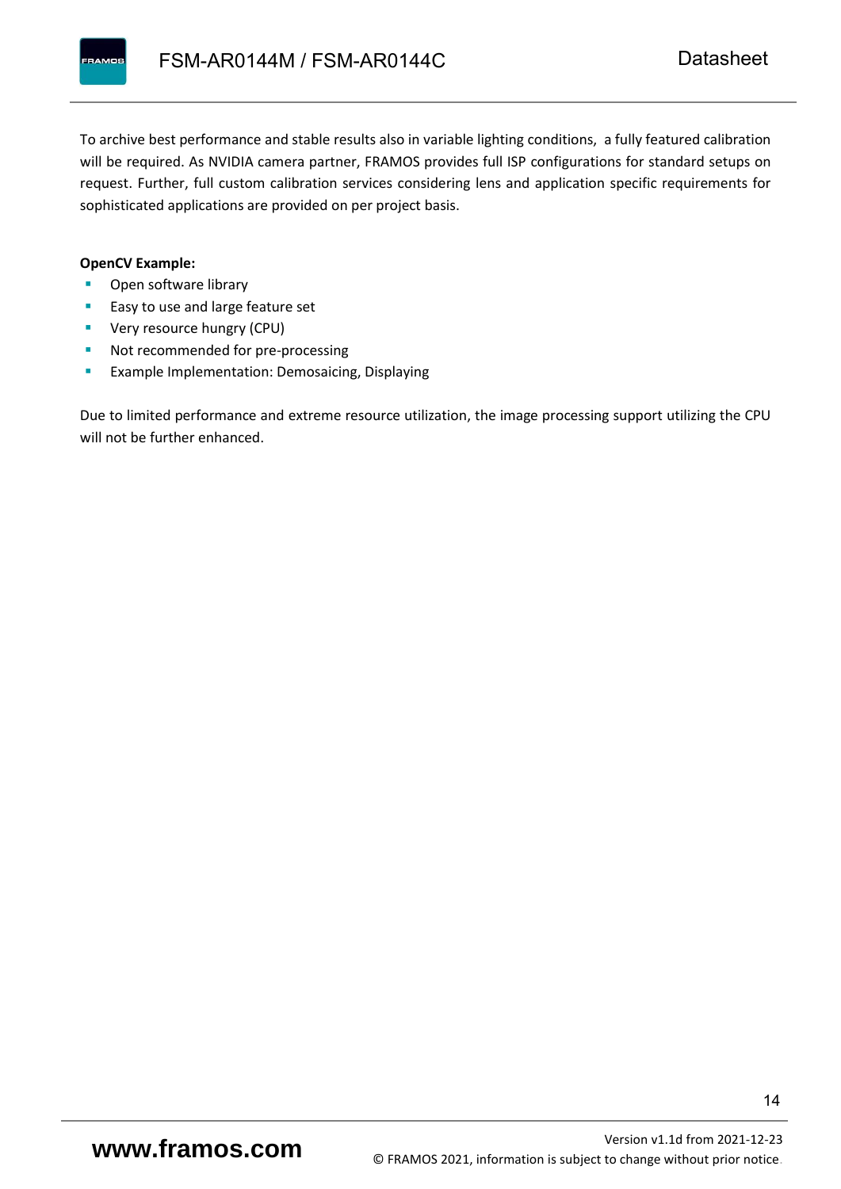To archive best performance and stable results also in variable lighting conditions,  a fully featured calibration will be required. As NVIDIA camera partner, FRAMOS provides full ISP configurations for standard setups on request. Further, full custom calibration services considering lens and application specific requirements for sophisticated applications are provided on per project basis.

**OpenCV Example:**

- Open software library
- Easy to use and large feature set
- Very resource hungry (CPU)
- Not recommended for pre-processing
- Example Implementation: Demosaicing, Displaying

Due to limited performance and extreme resource utilization, the image processing support utilizing the CPU will not be further enhanced.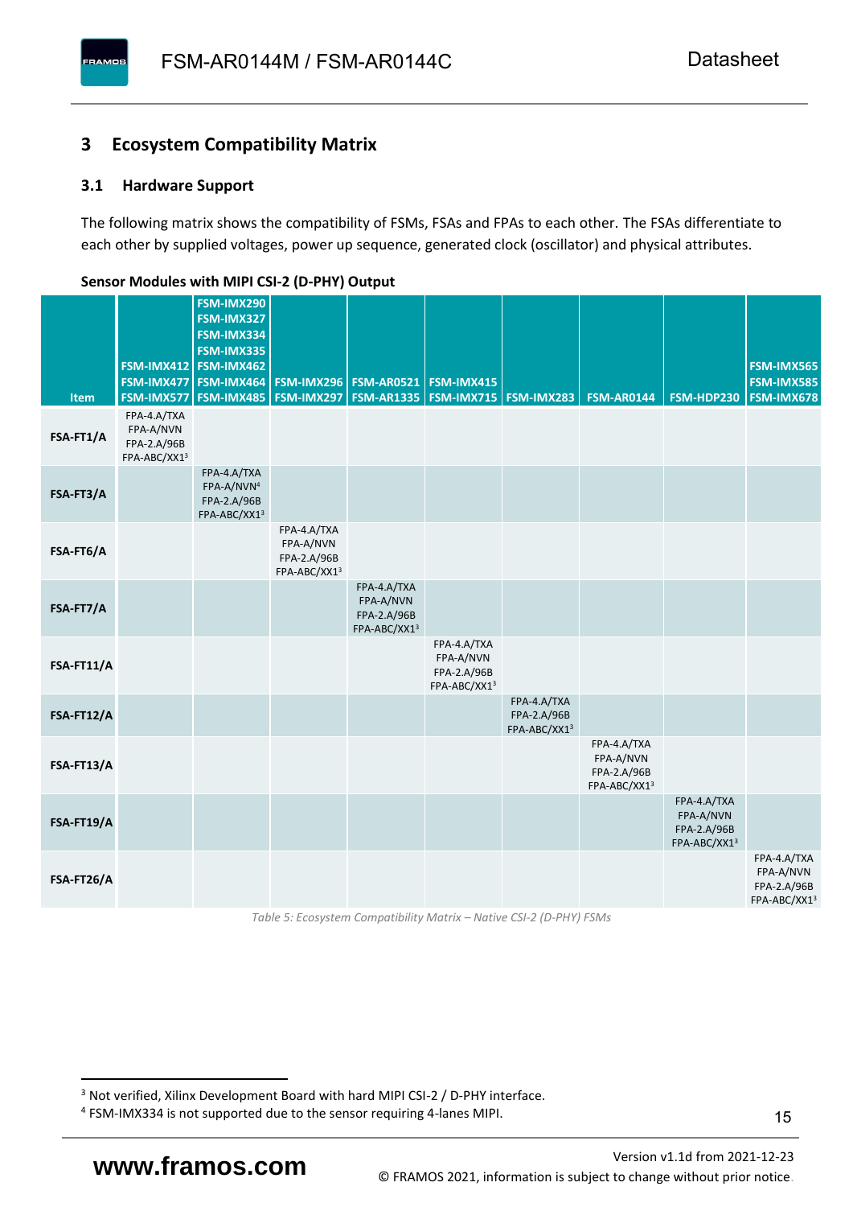## 3 Ecosystem Compatibility Matrix

### 3.1 Hardware Support

The following matrix shows the compatibility of FSMs, FSAs and FPAs to each other. The FSAs differentiate to each other by supplied voltages, power up sequence, generated clock (oscillator) and physical attributes.

**Sensor Modules with MIPI CSI-2 (D-PHY) Output**

| Item | FSM-IMX412<br>FSM-IMX477<br>FSM-IMX577 | FSM-IMX290<br>FSM-IMX327<br>FSM-IMX334<br>FSM-IMX335<br>FSM-IMX462<br>FSM-IMX464<br>FSM-IMX485 | FSM-IMX296<br>FSM-IMX297 | FSM-AR0521<br>FSM-AR1335 | FSM-IMX415<br>FSM-IMX715 | FSM-IMX283 | FSM-AR0144 | FSM-HDP230 | FSM-IMX565<br>FSM-IMX585<br>FSM-IMX678 |
|---|---|---|---|---|---|---|---|---|---|
| **FSA-FT1/A** | FPA-4.A/TXA<br>FPA-A/NVN<br>FPA-2.A/96B<br>FPA-ABC/XX1[3] | | | | | | | | |
| **FSA-FT3/A** | | FPA-4.A/TXA<br>FPA-A/NVN[4]<br>FPA-2.A/96B<br>FPA-ABC/XX1[3] | | | | | | | |
| **FSA-FT6/A** | | | FPA-4.A/TXA<br>FPA-A/NVN<br>FPA-2.A/96B<br>FPA-ABC/XX1[3] | | | | | | |
| **FSA-FT7/A** | | | | FPA-4.A/TXA<br>FPA-A/NVN<br>FPA-2.A/96B<br>FPA-ABC/XX1[3] | | | | | |
| **FSA-FT11/A** | | | | | FPA-4.A/TXA<br>FPA-A/NVN<br>FPA-2.A/96B<br>FPA-ABC/XX1[3] | | | | |
| **FSA-FT12/A** | | | | | | FPA-4.A/TXA<br>FPA-2.A/96B<br>FPA-ABC/XX1[3] | | | |
| **FSA-FT13/A** | | | | | | | FPA-4.A/TXA<br>FPA-A/NVN<br>FPA-2.A/96B<br>FPA-ABC/XX1[3] | | |
| **FSA-FT19/A** | | | | | | | | FPA-4.A/TXA<br>FPA-A/NVN<br>FPA-2.A/96B<br>FPA-ABC/XX1[3] | |
| **FSA-FT26/A** | | | | | | | | | FPA-4.A/TXA<br>FPA-A/NVN<br>FPA-2.A/96B<br>FPA-ABC/XX1[3] |

*Table 5: Ecosystem Compatibility Matrix – Native CSI-2 (D-PHY) FSMs*

[3] Not verified, Xilinx Development Board with hard MIPI CSI-2 / D-PHY interface.

[4] FSM-IMX334 is not supported due to the sensor requiring 4-lanes MIPI.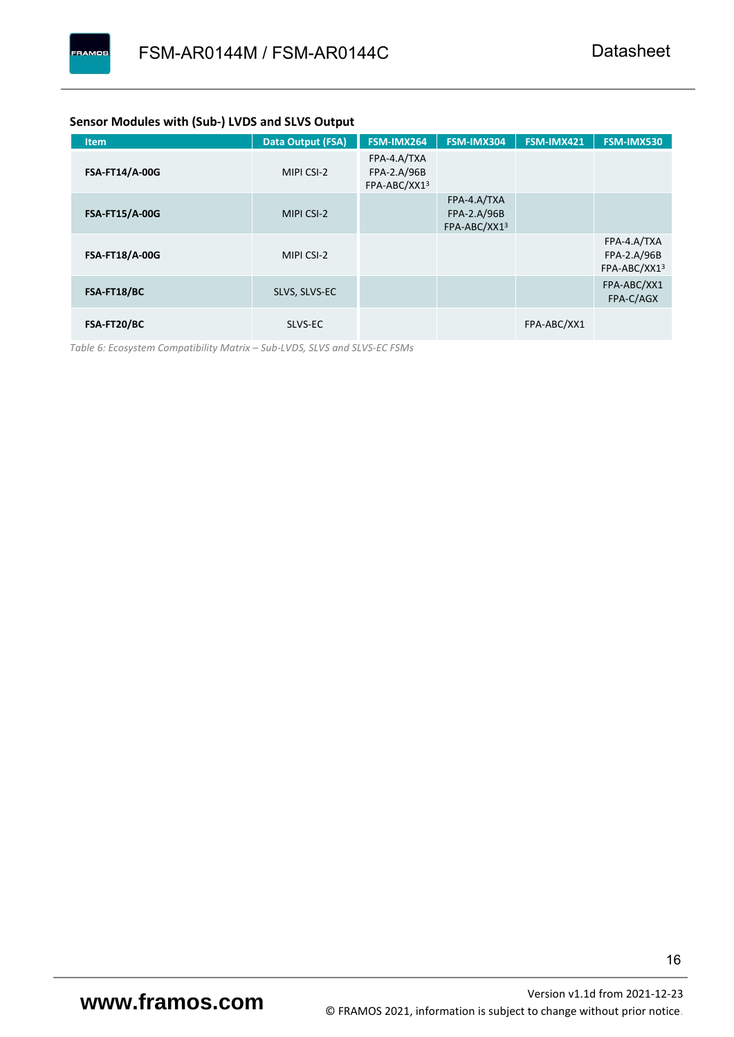### Sensor Modules with (Sub-) LVDS and SLVS Output

| Item | Data Output (FSA) | FSM-IMX264 | FSM-IMX304 | FSM-IMX421 | FSM-IMX530 |
|---|---|---|---|---|---|
| **FSA-FT14/A-00G** | MIPI CSI-2 | FPA-4.A/TXA<br>FPA-2.A/96B<br>FPA-ABC/XX1[3] | | | |
| **FSA-FT15/A-00G** | MIPI CSI-2 | | FPA-4.A/TXA<br>FPA-2.A/96B<br>FPA-ABC/XX1[3] | | |
| **FSA-FT18/A-00G** | MIPI CSI-2 | | | | FPA-4.A/TXA<br>FPA-2.A/96B<br>FPA-ABC/XX1[3] |
| **FSA-FT18/BC** | SLVS, SLVS-EC | | | | FPA-ABC/XX1<br>FPA-C/AGX |
| **FSA-FT20/BC** | SLVS-EC | | | FPA-ABC/XX1 | |

*Table 6: Ecosystem Compatibility Matrix – Sub-LVDS, SLVS and SLVS-EC FSMs*